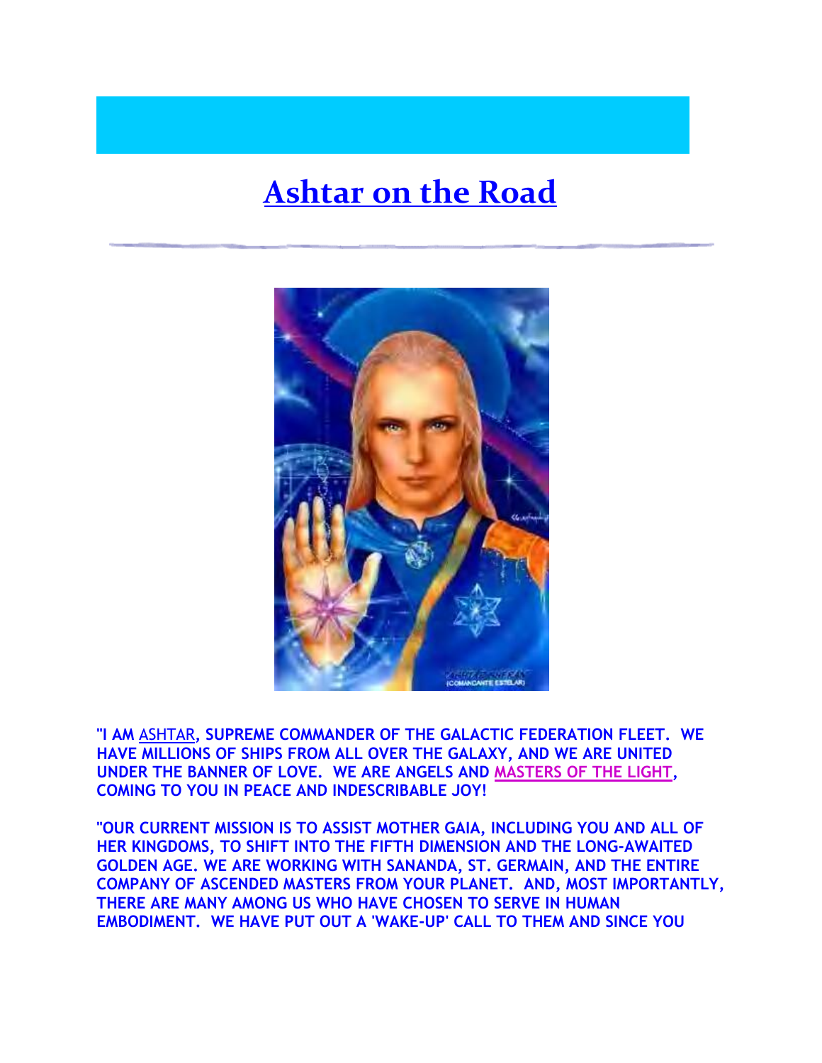# Ashtar on the Road

"I AM ASHTAR, SUPREME COMMANDER OF THE GALACTIC FEDERATION FLEET. WE HAVE MILLIONS OF SHIPS FROM ALL OVER THE GALAXY, AND WE ARE UNITED UNDER THE BANNER OF LOVE. WE ARE ANGELS AND MASTERS OF THE LIGHT, COMING TO YOU IN PEACE AND INDESCRIBABLE JOY!

"OUR CURRENT MISSION IS TO ASSIST MOTHER GAIA, INCLUDING YOU AND ALL OF HER KINGDOMS, TO SHIFT INTO THE FIFTH DIMENSION AND THE LONG-AWAITED GOLDEN AGE. WE ARE WORKING WITH SANANDA, ST. GERMAIN, AND THE ENTIRE COMPANY OF ASCENDED MASTERS FROM YOUR PLANET. AND, MOST IMPORTANTLY, THERE ARE MANY AMONG US WHO HAVE CHOSEN TO SERVE IN HUMAN EMBODIMENT. WE HAVE PUT OUT A 'WAKE-UP' CALL TO THEM AND SINCE YOU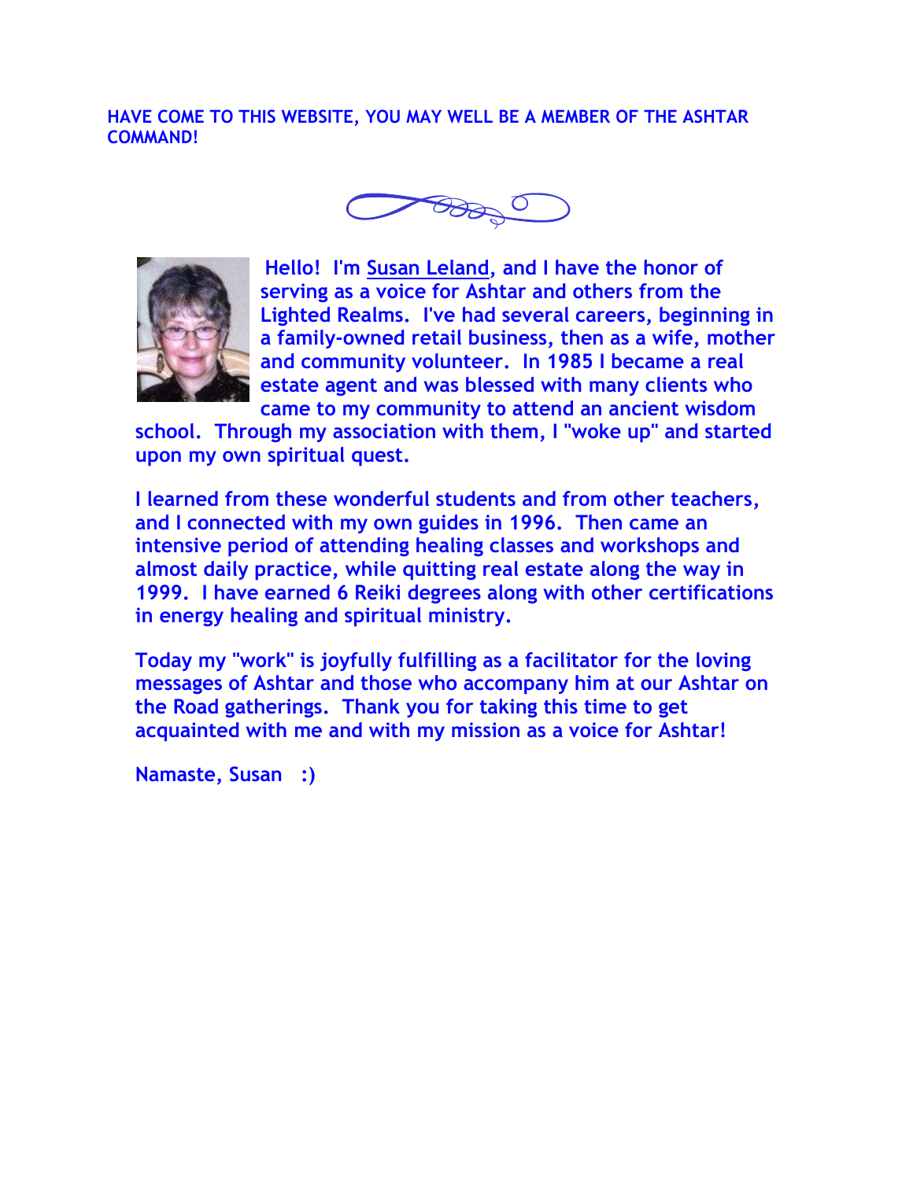**HAVE COME TO THIS WEBSITE, YOU MAY WELL BE A MEMBER OF THE ASHTAR COMMAND!**

**Hello! I'm Susan Leland, and I have the honor of serving as a voice for Ashtar and others from the Lighted Realms. I've had several careers, beginning in a family-owned retail business, then as a wife, mother and community volunteer. In 1985 I became a real estate agent and was blessed with many clients who came to my community to attend an ancient wisdom school. Through my association with them, I "woke up" and started upon my own spiritual quest.**

**I learned from these wonderful students and from other teachers, and I connected with my own guides in 1996. Then came an intensive period of attending healing classes and workshops and almost daily practice, while quitting real estate along the way in 1999. I have earned 6 Reiki degrees along with other certifications in energy healing and spiritual ministry.**

**Today my "work" is joyfully fulfilling as a facilitator for the loving messages of Ashtar and those who accompany him at our Ashtar on the Road gatherings. Thank you for taking this time to get acquainted with me and with my mission as a voice for Ashtar!**

**Namaste, Susan :)**